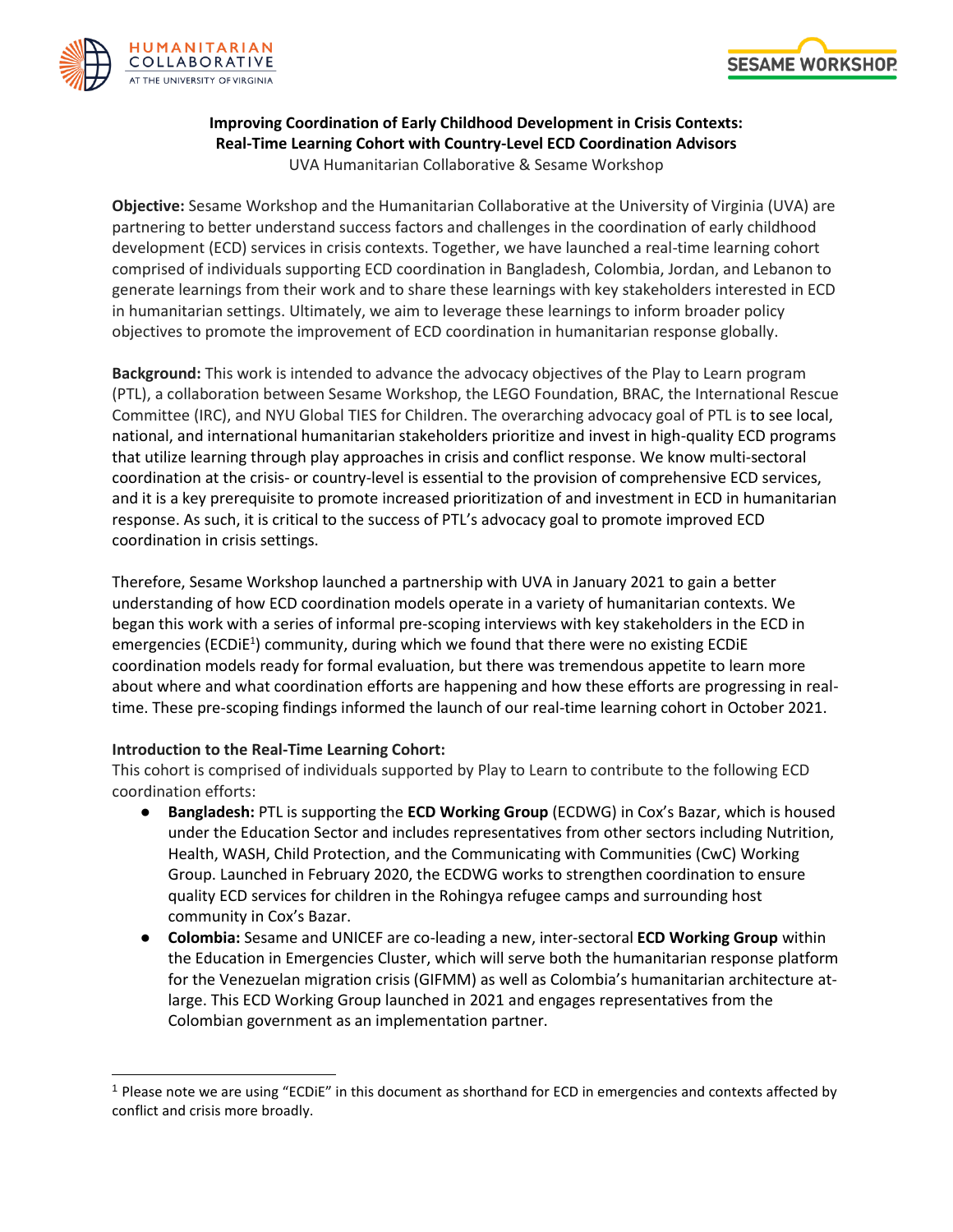**Improving Coordination of Early Childhood Development in Crisis Contexts: Real-Time Learning Cohort with Country-Level ECD Coordination Advisors**

UVA Humanitarian Collaborative & Sesame Workshop

**Objective:** Sesame Workshop and the Humanitarian Collaborative at the University of Virginia (UVA) are partnering to better understand success factors and challenges in the coordination of early childhood development (ECD) services in crisis contexts. Together, we have launched a real-time learning cohort comprised of individuals supporting ECD coordination in Bangladesh, Colombia, Jordan, and Lebanon to generate learnings from their work and to share these learnings with key stakeholders interested in ECD in humanitarian settings. Ultimately, we aim to leverage these learnings to inform broader policy objectives to promote the improvement of ECD coordination in humanitarian response globally.

**Background:** This work is intended to advance the advocacy objectives of the Play to Learn program (PTL), a collaboration between Sesame Workshop, the LEGO Foundation, BRAC, the International Rescue Committee (IRC), and NYU Global TIES for Children. The overarching advocacy goal of PTL is to see local, national, and international humanitarian stakeholders prioritize and invest in high-quality ECD programs that utilize learning through play approaches in crisis and conflict response. We know multi-sectoral coordination at the crisis- or country-level is essential to the provision of comprehensive ECD services, and it is a key prerequisite to promote increased prioritization of and investment in ECD in humanitarian response. As such, it is critical to the success of PTL's advocacy goal to promote improved ECD coordination in crisis settings.

Therefore, Sesame Workshop launched a partnership with UVA in January 2021 to gain a better understanding of how ECD coordination models operate in a variety of humanitarian contexts. We began this work with a series of informal pre-scoping interviews with key stakeholders in the ECD in emergencies (ECDiE[1]) community, during which we found that there were no existing ECDiE coordination models ready for formal evaluation, but there was tremendous appetite to learn more about where and what coordination efforts are happening and how these efforts are progressing in real-time. These pre-scoping findings informed the launch of our real-time learning cohort in October 2021.

**Introduction to the Real-Time Learning Cohort:**

This cohort is comprised of individuals supported by Play to Learn to contribute to the following ECD coordination efforts:

- **Bangladesh:** PTL is supporting the **ECD Working Group** (ECDWG) in Cox's Bazar, which is housed under the Education Sector and includes representatives from other sectors including Nutrition, Health, WASH, Child Protection, and the Communicating with Communities (CwC) Working Group. Launched in February 2020, the ECDWG works to strengthen coordination to ensure quality ECD services for children in the Rohingya refugee camps and surrounding host community in Cox's Bazar.
- **Colombia:** Sesame and UNICEF are co-leading a new, inter-sectoral **ECD Working Group** within the Education in Emergencies Cluster, which will serve both the humanitarian response platform for the Venezuelan migration crisis (GIFMM) as well as Colombia's humanitarian architecture at-large. This ECD Working Group launched in 2021 and engages representatives from the Colombian government as an implementation partner.

---

[1] Please note we are using "ECDiE" in this document as shorthand for ECD in emergencies and contexts affected by conflict and crisis more broadly.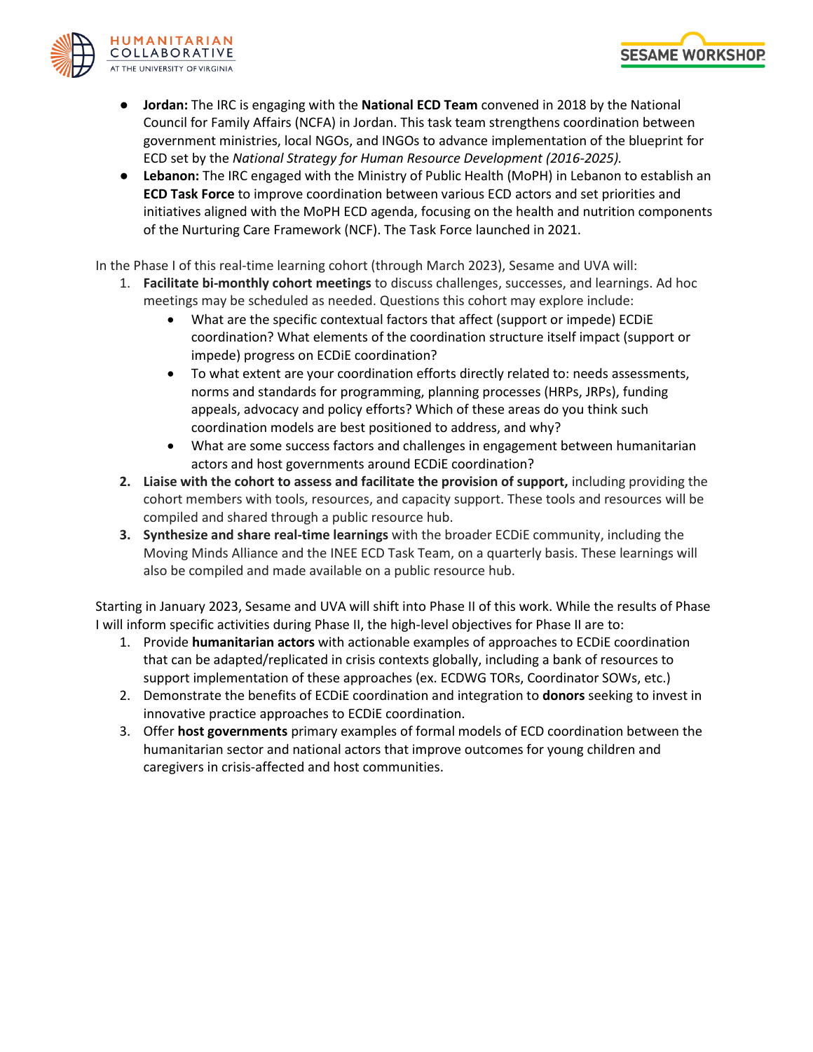- **Jordan:** The IRC is engaging with the **National ECD Team** convened in 2018 by the National Council for Family Affairs (NCFA) in Jordan. This task team strengthens coordination between government ministries, local NGOs, and INGOs to advance implementation of the blueprint for ECD set by the *National Strategy for Human Resource Development (2016-2025).*
- **Lebanon:** The IRC engaged with the Ministry of Public Health (MoPH) in Lebanon to establish an **ECD Task Force** to improve coordination between various ECD actors and set priorities and initiatives aligned with the MoPH ECD agenda, focusing on the health and nutrition components of the Nurturing Care Framework (NCF). The Task Force launched in 2021.

In the Phase I of this real-time learning cohort (through March 2023), Sesame and UVA will:

1. **Facilitate bi-monthly cohort meetings** to discuss challenges, successes, and learnings. Ad hoc meetings may be scheduled as needed. Questions this cohort may explore include:
   - What are the specific contextual factors that affect (support or impede) ECDiE coordination? What elements of the coordination structure itself impact (support or impede) progress on ECDiE coordination?
   - To what extent are your coordination efforts directly related to: needs assessments, norms and standards for programming, planning processes (HRPs, JRPs), funding appeals, advocacy and policy efforts? Which of these areas do you think such coordination models are best positioned to address, and why?
   - What are some success factors and challenges in engagement between humanitarian actors and host governments around ECDiE coordination?
2. **Liaise with the cohort to assess and facilitate the provision of support,** including providing the cohort members with tools, resources, and capacity support. These tools and resources will be compiled and shared through a public resource hub.
3. **Synthesize and share real-time learnings** with the broader ECDiE community, including the Moving Minds Alliance and the INEE ECD Task Team, on a quarterly basis. These learnings will also be compiled and made available on a public resource hub.

Starting in January 2023, Sesame and UVA will shift into Phase II of this work. While the results of Phase I will inform specific activities during Phase II, the high-level objectives for Phase II are to:

1. Provide **humanitarian actors** with actionable examples of approaches to ECDiE coordination that can be adapted/replicated in crisis contexts globally, including a bank of resources to support implementation of these approaches (ex. ECDWG TORs, Coordinator SOWs, etc.)
2. Demonstrate the benefits of ECDiE coordination and integration to **donors** seeking to invest in innovative practice approaches to ECDiE coordination.
3. Offer **host governments** primary examples of formal models of ECD coordination between the humanitarian sector and national actors that improve outcomes for young children and caregivers in crisis-affected and host communities.